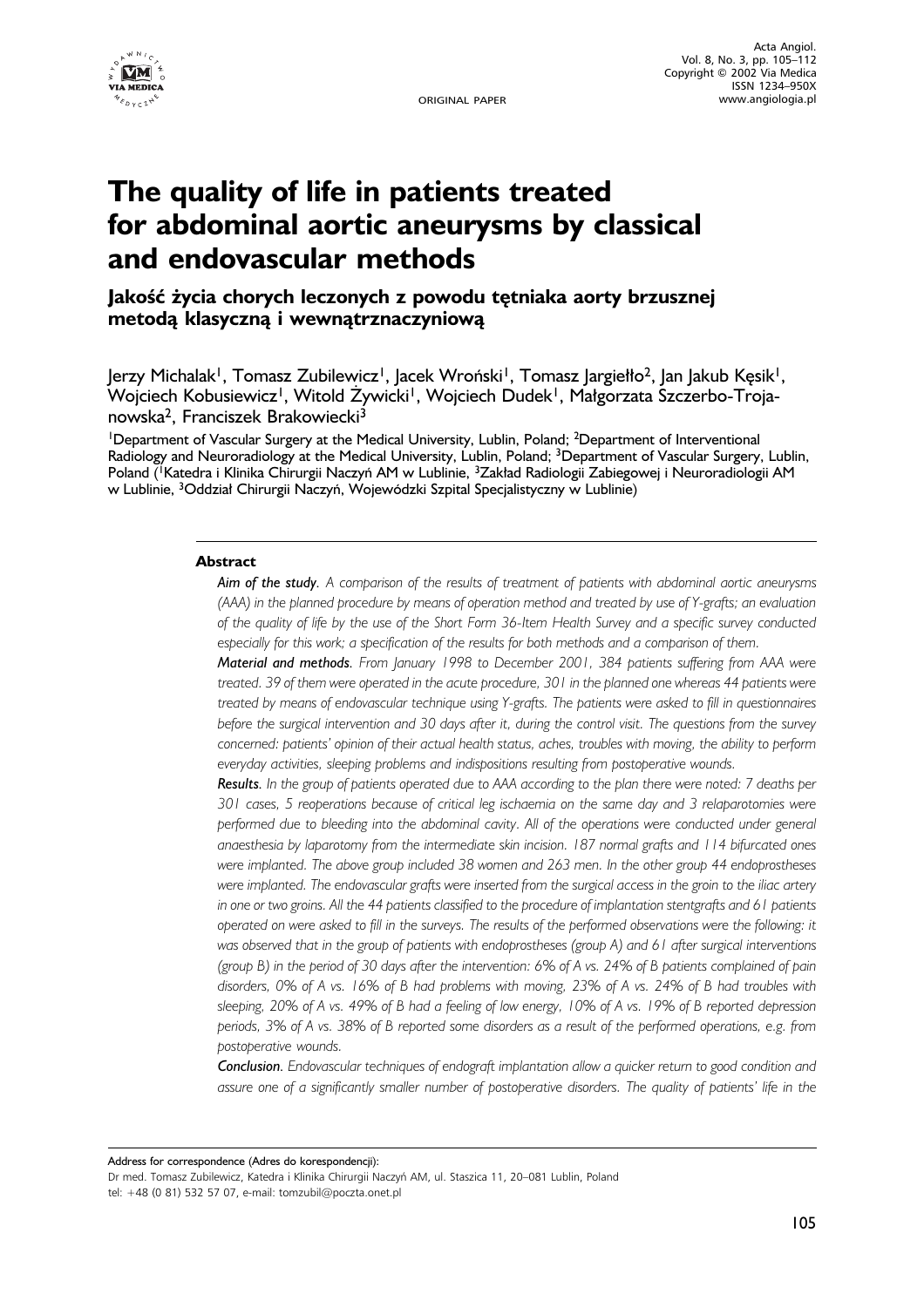ORIGINAL PAPER

# The quality of life in patients treated for abdominal aortic aneurysms by classical and endovascular methods

## Jakość życia chorych leczonych z powodu tętniaka aorty brzusznej metodą klasyczną i wewnątrznaczyniową

Jerzy Michalak[1], Tomasz Zubilewicz[1], Jacek Wroński[1], Tomasz Jargiełło[2], Jan Jakub Kęsik[1], Wojciech Kobusiewicz[1], Witold Żywicki[1], Wojciech Dudek[1], Małgorzata Szczerbo-Trojanowska[2], Franciszek Brakowiecki[3]

[1]Department of Vascular Surgery at the Medical University, Lublin, Poland; [2]Department of Interventional Radiology and Neuroradiology at the Medical University, Lublin, Poland; [3]Department of Vascular Surgery, Lublin, Poland ([1]Katedra i Klinika Chirurgii Naczyń AM w Lublinie, [3]Zakład Radiologii Zabiegowej i Neuroradiologii AM w Lublinie, [3]Oddział Chirurgii Naczyń, Wojewódzki Szpital Specjalistyczny w Lublinie)

### Abstract

***Aim of the study****. A comparison of the results of treatment of patients with abdominal aortic aneurysms (AAA) in the planned procedure by means of operation method and treated by use of Y-grafts; an evaluation of the quality of life by the use of the Short Form 36-Item Health Survey and a specific survey conducted especially for this work; a specification of the results for both methods and a comparison of them.*

***Material and methods****. From January 1998 to December 2001, 384 patients suffering from AAA were treated. 39 of them were operated in the acute procedure, 301 in the planned one whereas 44 patients were treated by means of endovascular technique using Y-grafts. The patients were asked to fill in questionnaires before the surgical intervention and 30 days after it, during the control visit. The questions from the survey concerned: patients' opinion of their actual health status, aches, troubles with moving, the ability to perform everyday activities, sleeping problems and indispositions resulting from postoperative wounds.*

***Results****. In the group of patients operated due to AAA according to the plan there were noted: 7 deaths per 301 cases, 5 reoperations because of critical leg ischaemia on the same day and 3 relaparotomies were performed due to bleeding into the abdominal cavity. All of the operations were conducted under general anaesthesia by laparotomy from the intermediate skin incision. 187 normal grafts and 114 bifurcated ones were implanted. The above group included 38 women and 263 men. In the other group 44 endoprostheses were implanted. The endovascular grafts were inserted from the surgical access in the groin to the iliac artery in one or two groins. All the 44 patients classified to the procedure of implantation stentgrafts and 61 patients operated on were asked to fill in the surveys. The results of the performed observations were the following: it was observed that in the group of patients with endoprostheses (group A) and 61 after surgical interventions (group B) in the period of 30 days after the intervention: 6% of A vs. 24% of B patients complained of pain disorders, 0% of A vs. 16% of B had problems with moving, 23% of A vs. 24% of B had troubles with sleeping, 20% of A vs. 49% of B had a feeling of low energy, 10% of A vs. 19% of B reported depression periods, 3% of A vs. 38% of B reported some disorders as a result of the performed operations, e.g. from postoperative wounds.*

***Conclusion****. Endovascular techniques of endograft implantation allow a quicker return to good condition and assure one of a significantly smaller number of postoperative disorders. The quality of patients' life in the*

Address for correspondence (Adres do korespondencji):
Dr med. Tomasz Zubilewicz, Katedra i Klinika Chirurgii Naczyń AM, ul. Staszica 11, 20–081 Lublin, Poland
tel: +48 (0 81) 532 57 07, e-mail: tomzubil@poczta.onet.pl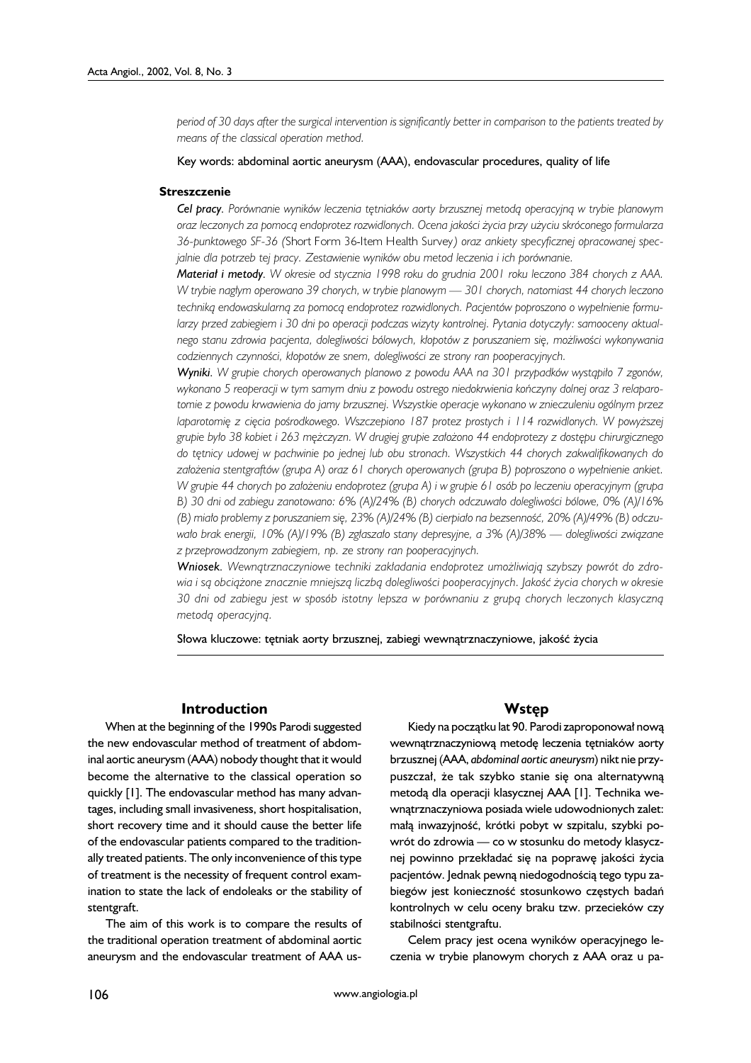*period of 30 days after the surgical intervention is significantly better in comparison to the patients treated by means of the classical operation method.*

Key words: abdominal aortic aneurysm (AAA), endovascular procedures, quality of life

**Streszczenie**

***Cel pracy****. Porównanie wyników leczenia tętniaków aorty brzusznej metodą operacyjną w trybie planowym oraz leczonych za pomocą endoprotez rozwidlonych. Ocena jakości życia przy użyciu skróconego formularza 36-punktowego SF-36 (*Short Form 36-Item Health Survey*) oraz ankiety specyficznej opracowanej specjalnie dla potrzeb tej pracy. Zestawienie wyników obu metod leczenia i ich porównanie.*

***Materiał i metody****. W okresie od stycznia 1998 roku do grudnia 2001 roku leczono 384 chorych z AAA. W trybie nagłym operowano 39 chorych, w trybie planowym — 301 chorych, natomiast 44 chorych leczono techniką endowaskularną za pomocą endoprotez rozwidlonych. Pacjentów poproszono o wypełnienie formularzy przed zabiegiem i 30 dni po operacji podczas wizyty kontrolnej. Pytania dotyczyły: samooceny aktualnego stanu zdrowia pacjenta, dolegliwości bólowych, kłopotów z poruszaniem się, możliwości wykonywania codziennych czynności, kłopotów ze snem, dolegliwości ze strony ran pooperacyjnych.*

***Wyniki****. W grupie chorych operowanych planowo z powodu AAA na 301 przypadków wystąpiło 7 zgonów, wykonano 5 reoperacji w tym samym dniu z powodu ostrego niedokrwienia kończyny dolnej oraz 3 relaparotomie z powodu krwawienia do jamy brzusznej. Wszystkie operacje wykonano w znieczuleniu ogólnym przez laparotomię z cięcia pośrodkowego. Wszczepiono 187 protez prostych i 114 rozwidlonych. W powyższej grupie było 38 kobiet i 263 mężczyzn. W drugiej grupie założono 44 endoprotezy z dostępu chirurgicznego do tętnicy udowej w pachwinie po jednej lub obu stronach. Wszystkich 44 chorych zakwalifikowanych do założenia stentgraftów (grupa A) oraz 61 chorych operowanych (grupa B) poproszono o wypełnienie ankiet. W grupie 44 chorych po założeniu endoprotez (grupa A) i w grupie 61 osób po leczeniu operacyjnym (grupa B) 30 dni od zabiegu zanotowano: 6% (A)/24% (B) chorych odczuwało dolegliwości bólowe, 0% (A)/16% (B) miało problemy z poruszaniem się, 23% (A)/24% (B) cierpiało na bezsenność, 20% (A)/49% (B) odczuwało brak energii, 10% (A)/19% (B) zgłaszało stany depresyjne, a 3% (A)/38% — dolegliwości związane z przeprowadzonym zabiegiem, np. ze strony ran pooperacyjnych.*

***Wniosek****. Wewnątrznaczyniowe techniki zakładania endoprotez umożliwiają szybszy powrót do zdrowia i są obciążone znacznie mniejszą liczbą dolegliwości pooperacyjnych. Jakość życia chorych w okresie 30 dni od zabiegu jest w sposób istotny lepsza w porównaniu z grupą chorych leczonych klasyczną metodą operacyjną.*

Słowa kluczowe: tętniak aorty brzusznej, zabiegi wewnątrznaczyniowe, jakość życia

## Introduction

When at the beginning of the 1990s Parodi suggested the new endovascular method of treatment of abdominal aortic aneurysm (AAA) nobody thought that it would become the alternative to the classical operation so quickly [1]. The endovascular method has many advantages, including small invasiveness, short hospitalisation, short recovery time and it should cause the better life of the endovascular patients compared to the traditionally treated patients. The only inconvenience of this type of treatment is the necessity of frequent control examination to state the lack of endoleaks or the stability of stentgraft.

The aim of this work is to compare the results of the traditional operation treatment of abdominal aortic aneurysm and the endovascular treatment of AAA us-

## Wstęp

Kiedy na początku lat 90. Parodi zaproponował nową wewnątrznaczyniową metodę leczenia tętniaków aorty brzusznej (AAA, *abdominal aortic aneurysm*) nikt nie przypuszczał, że tak szybko stanie się ona alternatywną metodą dla operacji klasycznej AAA [1]. Technika wewnątrznaczyniowa posiada wiele udowodnionych zalet: małą inwazyjność, krótki pobyt w szpitalu, szybki powrót do zdrowia — co w stosunku do metody klasycznej powinno przekładać się na poprawę jakości życia pacjentów. Jednak pewną niedogodnością tego typu zabiegów jest konieczność stosunkowo częstych badań kontrolnych w celu oceny braku tzw. przecieków czy stabilności stentgraftu.

Celem pracy jest ocena wyników operacyjnego leczenia w trybie planowym chorych z AAA oraz u pa-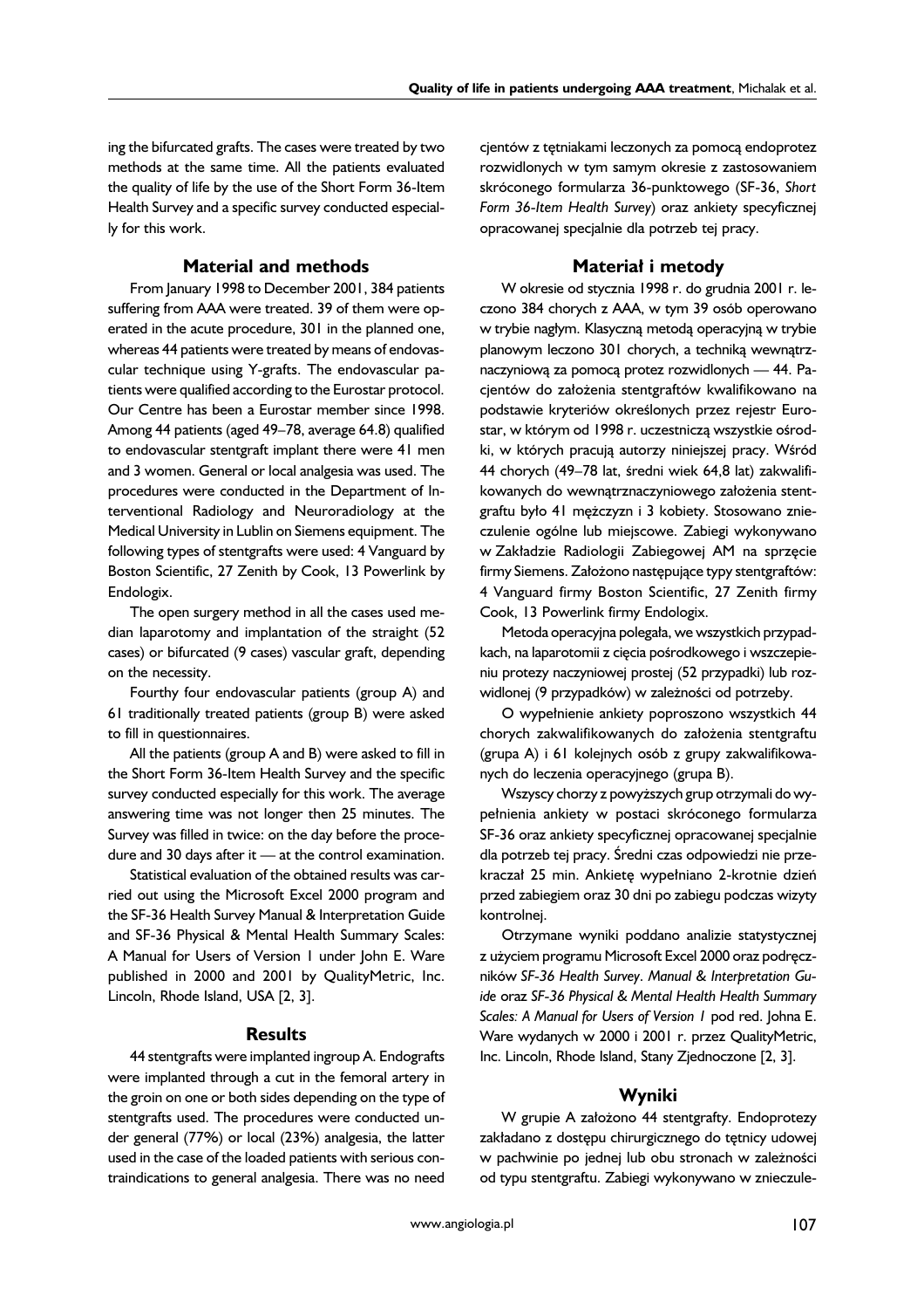ing the bifurcated grafts. The cases were treated by two methods at the same time. All the patients evaluated the quality of life by the use of the Short Form 36-Item Health Survey and a specific survey conducted especially for this work.

## Material and methods

From January 1998 to December 2001, 384 patients suffering from AAA were treated. 39 of them were operated in the acute procedure, 301 in the planned one, whereas 44 patients were treated by means of endovascular technique using Y-grafts. The endovascular patients were qualified according to the Eurostar protocol. Our Centre has been a Eurostar member since 1998. Among 44 patients (aged 49–78, average 64.8) qualified to endovascular stentgraft implant there were 41 men and 3 women. General or local analgesia was used. The procedures were conducted in the Department of Interventional Radiology and Neuroradiology at the Medical University in Lublin on Siemens equipment. The following types of stentgrafts were used: 4 Vanguard by Boston Scientific, 27 Zenith by Cook, 13 Powerlink by Endologix.

The open surgery method in all the cases used median laparotomy and implantation of the straight (52 cases) or bifurcated (9 cases) vascular graft, depending on the necessity.

Fourthy four endovascular patients (group A) and 61 traditionally treated patients (group B) were asked to fill in questionnaires.

All the patients (group A and B) were asked to fill in the Short Form 36-Item Health Survey and the specific survey conducted especially for this work. The average answering time was not longer then 25 minutes. The Survey was filled in twice: on the day before the procedure and 30 days after it — at the control examination.

Statistical evaluation of the obtained results was carried out using the Microsoft Excel 2000 program and the SF-36 Health Survey Manual & Interpretation Guide and SF-36 Physical & Mental Health Summary Scales: A Manual for Users of Version 1 under John E. Ware published in 2000 and 2001 by QualityMetric, Inc. Lincoln, Rhode Island, USA [2, 3].

## Results

44 stentgrafts were implanted ingroup A. Endografts were implanted through a cut in the femoral artery in the groin on one or both sides depending on the type of stentgrafts used. The procedures were conducted under general (77%) or local (23%) analgesia, the latter used in the case of the loaded patients with serious contraindications to general analgesia. There was no need

cjentów z tętniakami leczonych za pomocą endoprotez rozwidlonych w tym samym okresie z zastosowaniem skróconego formularza 36-punktowego (SF-36, *Short Form 36-Item Health Survey*) oraz ankiety specyficznej opracowanej specjalnie dla potrzeb tej pracy.

## Materiał i metody

W okresie od stycznia 1998 r. do grudnia 2001 r. leczono 384 chorych z AAA, w tym 39 osób operowano w trybie nagłym. Klasyczną metodą operacyjną w trybie planowym leczono 301 chorych, a techniką wewnątrznaczyniową za pomocą protez rozwidlonych — 44. Pacjentów do założenia stentgraftów kwalifikowano na podstawie kryteriów określonych przez rejestr Eurostar, w którym od 1998 r. uczestniczą wszystkie ośrodki, w których pracują autorzy niniejszej pracy. Wśród 44 chorych (49–78 lat, średni wiek 64,8 lat) zakwalifikowanych do wewnątrznaczyniowego założenia stentgraftu było 41 mężczyzn i 3 kobiety. Stosowano znieczulenie ogólne lub miejscowe. Zabiegi wykonywano w Zakładzie Radiologii Zabiegowej AM na sprzęcie firmy Siemens. Założono następujące typy stentgraftów: 4 Vanguard firmy Boston Scientific, 27 Zenith firmy Cook, 13 Powerlink firmy Endologix.

Metoda operacyjna polegała, we wszystkich przypadkach, na laparotomii z cięcia pośrodkowego i wszczepieniu protezy naczyniowej prostej (52 przypadki) lub rozwidlonej (9 przypadków) w zależności od potrzeby.

O wypełnienie ankiety poproszono wszystkich 44 chorych zakwalifikowanych do założenia stentgraftu (grupa A) i 61 kolejnych osób z grupy zakwalifikowanych do leczenia operacyjnego (grupa B).

Wszyscy chorzy z powyższych grup otrzymali do wypełnienia ankiety w postaci skróconego formularza SF-36 oraz ankiety specyficznej opracowanej specjalnie dla potrzeb tej pracy. Średni czas odpowiedzi nie przekraczał 25 min. Ankietę wypełniano 2-krotnie dzień przed zabiegiem oraz 30 dni po zabiegu podczas wizyty kontrolnej.

Otrzymane wyniki poddano analizie statystycznej z użyciem programu Microsoft Excel 2000 oraz podręczników *SF-36 Health Survey*. *Manual & Interpretation Guide* oraz *SF-36 Physical & Mental Health Health Summary Scales: A Manual for Users of Version 1* pod red. Johna E. Ware wydanych w 2000 i 2001 r. przez QualityMetric, Inc. Lincoln, Rhode Island, Stany Zjednoczone [2, 3].

## Wyniki

W grupie A założono 44 stentgrafty. Endoprotezy zakładano z dostępu chirurgicznego do tętnicy udowej w pachwinie po jednej lub obu stronach w zależności od typu stentgraftu. Zabiegi wykonywano w znieczule-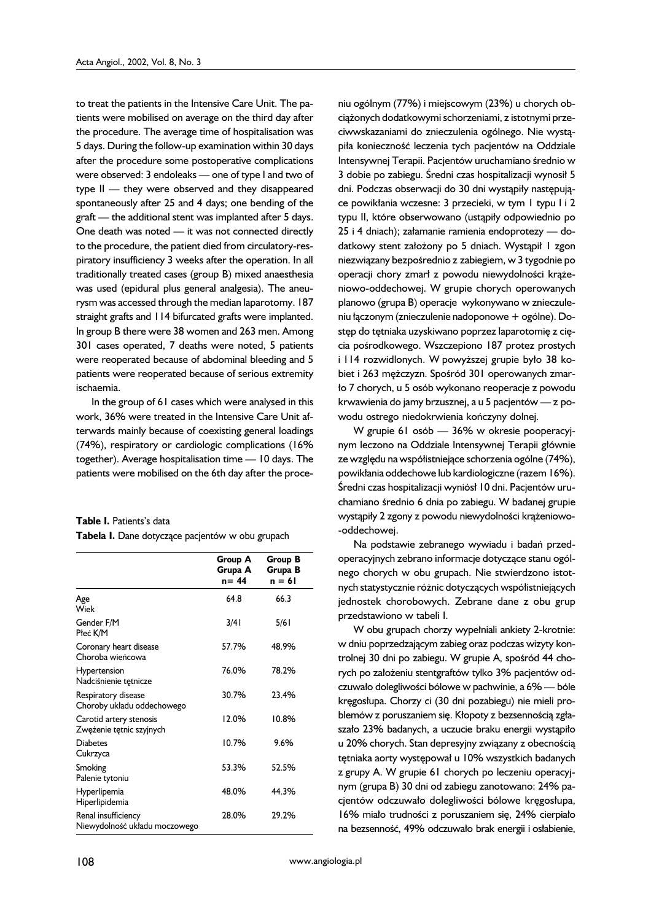to treat the patients in the Intensive Care Unit. The patients were mobilised on average on the third day after the procedure. The average time of hospitalisation was 5 days. During the follow-up examination within 30 days after the procedure some postoperative complications were observed: 3 endoleaks — one of type I and two of type II — they were observed and they disappeared spontaneously after 25 and 4 days; one bending of the graft — the additional stent was implanted after 5 days. One death was noted — it was not connected directly to the procedure, the patient died from circulatory-respiratory insufficiency 3 weeks after the operation. In all traditionally treated cases (group B) mixed anaesthesia was used (epidural plus general analgesia). The aneurysm was accessed through the median laparotomy. 187 straight grafts and 114 bifurcated grafts were implanted. In group B there were 38 women and 263 men. Among 301 cases operated, 7 deaths were noted, 5 patients were reoperated because of abdominal bleeding and 5 patients were reoperated because of serious extremity ischaemia.

In the group of 61 cases which were analysed in this work, 36% were treated in the Intensive Care Unit afterwards mainly because of coexisting general loadings (74%), respiratory or cardiologic complications (16% together). Average hospitalisation time — 10 days. The patients were mobilised on the 6th day after the procedure.

**Table I.** Patients's data
**Tabela I.** Dane dotyczące pacjentów w obu grupach

| | Group A<br>Grupa A<br>n= 44 | Group B<br>Grupa B<br>n = 61 |
|---|---|---|
| Age<br>Wiek | 64.8 | 66.3 |
| Gender F/M<br>Płeć K/M | 3/41 | 5/61 |
| Coronary heart disease<br>Choroba wieńcowa | 57.7% | 48.9% |
| Hypertension<br>Nadciśnienie tętnicze | 76.0% | 78.2% |
| Respiratory disease<br>Choroby układu oddechowego | 30.7% | 23.4% |
| Carotid artery stenosis<br>Zwężenie tętnic szyjnych | 12.0% | 10.8% |
| Diabetes<br>Cukrzyca | 10.7% | 9.6% |
| Smoking<br>Palenie tytoniu | 53.3% | 52.5% |
| Hyperlipemia<br>Hiperlipidemia | 48.0% | 44.3% |
| Renal insufficiency<br>Niewydolność układu moczowego | 28.0% | 29.2% |

niu ogólnym (77%) i miejscowym (23%) u chorych obciążonych dodatkowymi schorzeniami, z istotnymi przeciwwskazaniami do znieczulenia ogólnego. Nie wystąpiła konieczność leczenia tych pacjentów na Oddziale Intensywnej Terapii. Pacjentów uruchamiano średnio w 3 dobie po zabiegu. Średni czas hospitalizacji wynosił 5 dni. Podczas obserwacji do 30 dni wystąpiły następujące powikłania wczesne: 3 przecieki, w tym 1 typu I i 2 typu II, które obserwowano (ustąpiły odpowiednio po 25 i 4 dniach); załamanie ramienia endoprotezy — dodatkowy stent założony po 5 dniach. Wystąpił 1 zgon niezwiązany bezpośrednio z zabiegiem, w 3 tygodnie po operacji chory zmarł z powodu niewydolności krążeniowo-oddechowej. W grupie chorych operowanych planowo (grupa B) operacje wykonywano w znieczuleniu łączonym (znieczulenie nadoponowe + ogólne). Dostęp do tętniaka uzyskiwano poprzez laparotomię z cięcia pośrodkowego. Wszczepiono 187 protez prostych i 114 rozwidlonych. W powyższej grupie było 38 kobiet i 263 mężczyzn. Spośród 301 operowanych zmarło 7 chorych, u 5 osób wykonano reoperacje z powodu krwawienia do jamy brzusznej, a u 5 pacjentów — z powodu ostrego niedokrwienia kończyny dolnej.

W grupie 61 osób — 36% w okresie pooperacyjnym leczono na Oddziale Intensywnej Terapii głównie ze względu na współistniejące schorzenia ogólne (74%), powikłania oddechowe lub kardiologiczne (razem 16%). Średni czas hospitalizacji wyniósł 10 dni. Pacjentów uruchamiano średnio 6 dnia po zabiegu. W badanej grupie wystąpiły 2 zgony z powodu niewydolności krążeniowo-oddechowej.

Na podstawie zebranego wywiadu i badań przedoperacyjnych zebrano informacje dotyczące stanu ogólnego chorych w obu grupach. Nie stwierdzono istotnych statystycznie różnic dotyczących współistniejących jednostek chorobowych. Zebrane dane z obu grup przedstawiono w tabeli I.

W obu grupach chorzy wypełniali ankiety 2-krotnie: w dniu poprzedzającym zabieg oraz podczas wizyty kontrolnej 30 dni po zabiegu. W grupie A, spośród 44 chorych po założeniu stentgraftów tylko 3% pacjentów odczuwało dolegliwości bólowe w pachwinie, a 6% — bóle kręgosłupa. Chorzy ci (30 dni pozabiegu) nie mieli problemów z poruszaniem się. Kłopoty z bezsennością zgłaszało 23% badanych, a uczucie braku energii wystąpiło u 20% chorych. Stan depresyjny związany z obecnością tętniaka aorty występował u 10% wszystkich badanych z grupy A. W grupie 61 chorych po leczeniu operacyjnym (grupa B) 30 dni od zabiegu zanotowano: 24% pacjentów odczuwało dolegliwości bólowe kręgosłupa, 16% miało trudności z poruszaniem się, 24% cierpiało na bezsenność, 49% odczuwało brak energii i osłabienie,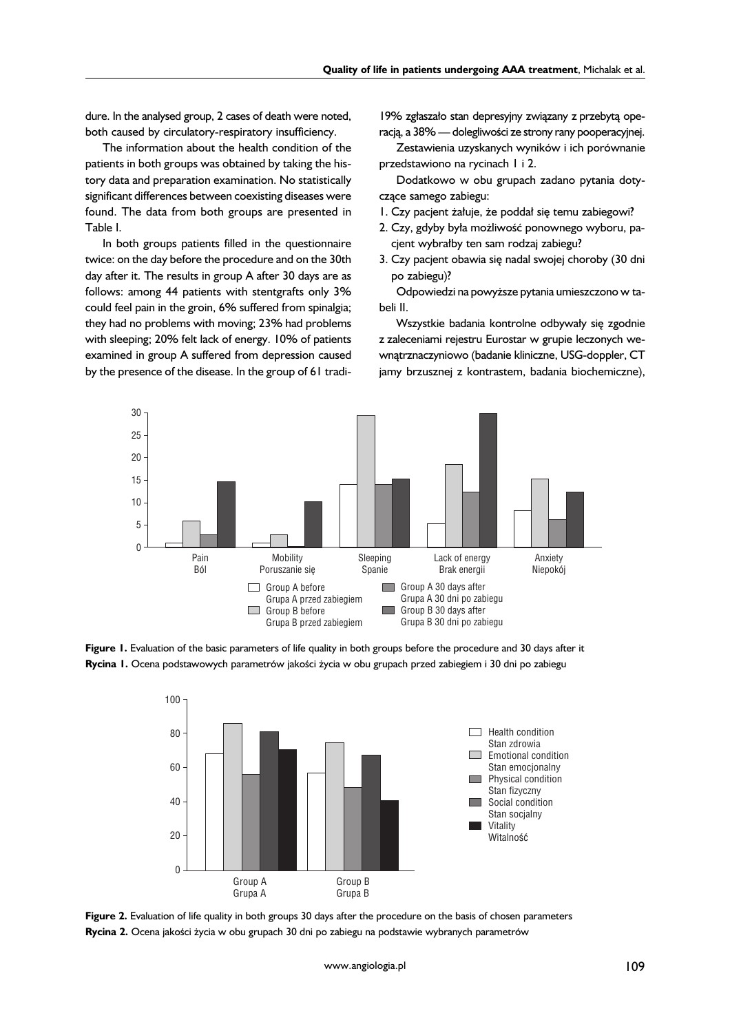dure. In the analysed group, 2 cases of death were noted, both caused by circulatory-respiratory insufficiency.

The information about the health condition of the patients in both groups was obtained by taking the history data and preparation examination. No statistically significant differences between coexisting diseases were found. The data from both groups are presented in Table I.

In both groups patients filled in the questionnaire twice: on the day before the procedure and on the 30th day after it. The results in group A after 30 days are as follows: among 44 patients with stentgrafts only 3% could feel pain in the groin, 6% suffered from spinalgia; they had no problems with moving; 23% had problems with sleeping; 20% felt lack of energy. 10% of patients examined in group A suffered from depression caused by the presence of the disease. In the group of 61 tradi-

19% zgłaszało stan depresyjny związany z przebytą operacją, a 38% — dolegliwości ze strony rany pooperacyjnej.

Zestawienia uzyskanych wyników i ich porównanie przedstawiono na rycinach 1 i 2.

Dodatkowo w obu grupach zadano pytania dotyczące samego zabiegu:

1. Czy pacjent żałuje, że poddał się temu zabiegowi?
2. Czy, gdyby była możliwość ponownego wyboru, pacjent wybrałby ten sam rodzaj zabiegu?
3. Czy pacjent obawia się nadal swojej choroby (30 dni po zabiegu)?

Odpowiedzi na powyższe pytania umieszczono w tabeli II.

Wszystkie badania kontrolne odbywały się zgodnie z zaleceniami rejestru Eurostar w grupie leczonych wewnątrznaczyniowo (badanie kliniczne, USG-doppler, CT jamy brzusznej z kontrastem, badania biochemiczne),

**Figure 1.** Evaluation of the basic parameters of life quality in both groups before the procedure and 30 days after it
**Rycina 1.** Ocena podstawowych parametrów jakości życia w obu grupach przed zabiegiem i 30 dni po zabiegu

**Figure 2.** Evaluation of life quality in both groups 30 days after the procedure on the basis of chosen parameters
**Rycina 2.** Ocena jakości życia w obu grupach 30 dni po zabiegu na podstawie wybranych parametrów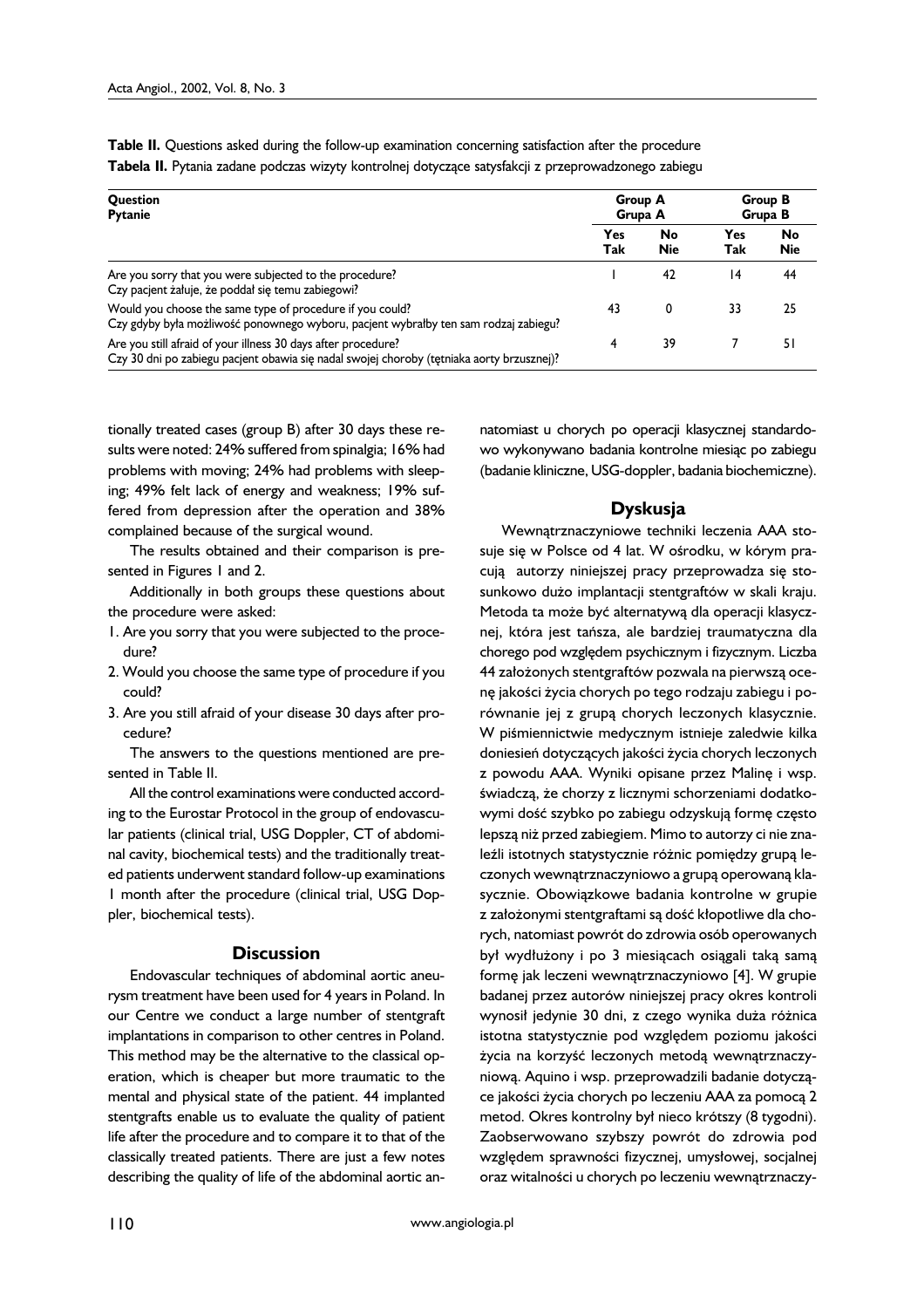**Table II.** Questions asked during the follow-up examination concerning satisfaction after the procedure
**Tabela II.** Pytania zadane podczas wizyty kontrolnej dotyczące satysfakcji z przeprowadzonego zabiegu

| Question<br>Pytanie | Group A<br>Grupa A | | Group B<br>Grupa B | |
|---|---|---|---|---|
| | Yes<br>Tak | No<br>Nie | Yes<br>Tak | No<br>Nie |
| Are you sorry that you were subjected to the procedure?<br>Czy pacjent żałuje, że poddał się temu zabiegowi? | 1 | 42 | 14 | 44 |
| Would you choose the same type of procedure if you could?<br>Czy gdyby była możliwość ponownego wyboru, pacjent wybrałby ten sam rodzaj zabiegu? | 43 | 0 | 33 | 25 |
| Are you still afraid of your illness 30 days after procedure?<br>Czy 30 dni po zabiegu pacjent obawia się nadal swojej choroby (tętniaka aorty brzusznej)? | 4 | 39 | 7 | 51 |

tionally treated cases (group B) after 30 days these results were noted: 24% suffered from spinalgia; 16% had problems with moving; 24% had problems with sleeping; 49% felt lack of energy and weakness; 19% suffered from depression after the operation and 38% complained because of the surgical wound.

The results obtained and their comparison is presented in Figures 1 and 2.

Additionally in both groups these questions about the procedure were asked:

1. Are you sorry that you were subjected to the procedure?
2. Would you choose the same type of procedure if you could?
3. Are you still afraid of your disease 30 days after procedure?

The answers to the questions mentioned are presented in Table II.

All the control examinations were conducted according to the Eurostar Protocol in the group of endovascular patients (clinical trial, USG Doppler, CT of abdominal cavity, biochemical tests) and the traditionally treated patients underwent standard follow-up examinations 1 month after the procedure (clinical trial, USG Doppler, biochemical tests).

## Discussion

Endovascular techniques of abdominal aortic aneurysm treatment have been used for 4 years in Poland. In our Centre we conduct a large number of stentgraft implantations in comparison to other centres in Poland. This method may be the alternative to the classical operation, which is cheaper but more traumatic to the mental and physical state of the patient. 44 implanted stentgrafts enable us to evaluate the quality of patient life after the procedure and to compare it to that of the classically treated patients. There are just a few notes describing the quality of life of the abdominal aortic an-

natomiast u chorych po operacji klasycznej standardowo wykonywano badania kontrolne miesiąc po zabiegu (badanie kliniczne, USG-doppler, badania biochemiczne).

## Dyskusja

Wewnątrznaczyniowe techniki leczenia AAA stosuje się w Polsce od 4 lat. W ośrodku, w kórym pracują autorzy niniejszej pracy przeprowadza się stosunkowo dużo implantacji stentgraftów w skali kraju. Metoda ta może być alternatywą dla operacji klasycznej, która jest tańsza, ale bardziej traumatyczna dla chorego pod względem psychicznym i fizycznym. Liczba 44 założonych stentgraftów pozwala na pierwszą ocenę jakości życia chorych po tego rodzaju zabiegu i porównanie jej z grupą chorych leczonych klasycznie. W piśmiennictwie medycznym istnieje zaledwie kilka doniesień dotyczących jakości życia chorych leczonych z powodu AAA. Wyniki opisane przez Malinę i wsp. świadczą, że chorzy z licznymi schorzeniami dodatkowymi dość szybko po zabiegu odzyskują formę często lepszą niż przed zabiegiem. Mimo to autorzy ci nie znaleźli istotnych statystycznie różnic pomiędzy grupą leczonych wewnątrznaczyniowo a grupą operowaną klasycznie. Obowiązkowe badania kontrolne w grupie z założonymi stentgraftami są dość kłopotliwe dla chorych, natomiast powrót do zdrowia osób operowanych był wydłużony i po 3 miesiącach osiągali taką samą formę jak leczeni wewnątrznaczyniowo [4]. W grupie badanej przez autorów niniejszej pracy okres kontroli wynosił jedynie 30 dni, z czego wynika duża różnica istotna statystycznie pod względem poziomu jakości życia na korzyść leczonych metodą wewnątrznaczyniową. Aquino i wsp. przeprowadzili badanie dotyczące jakości życia chorych po leczeniu AAA za pomocą 2 metod. Okres kontrolny był nieco krótszy (8 tygodni). Zaobserwowano szybszy powrót do zdrowia pod względem sprawności fizycznej, umysłowej, socjalnej oraz witalności u chorych po leczeniu wewnątrznaczy-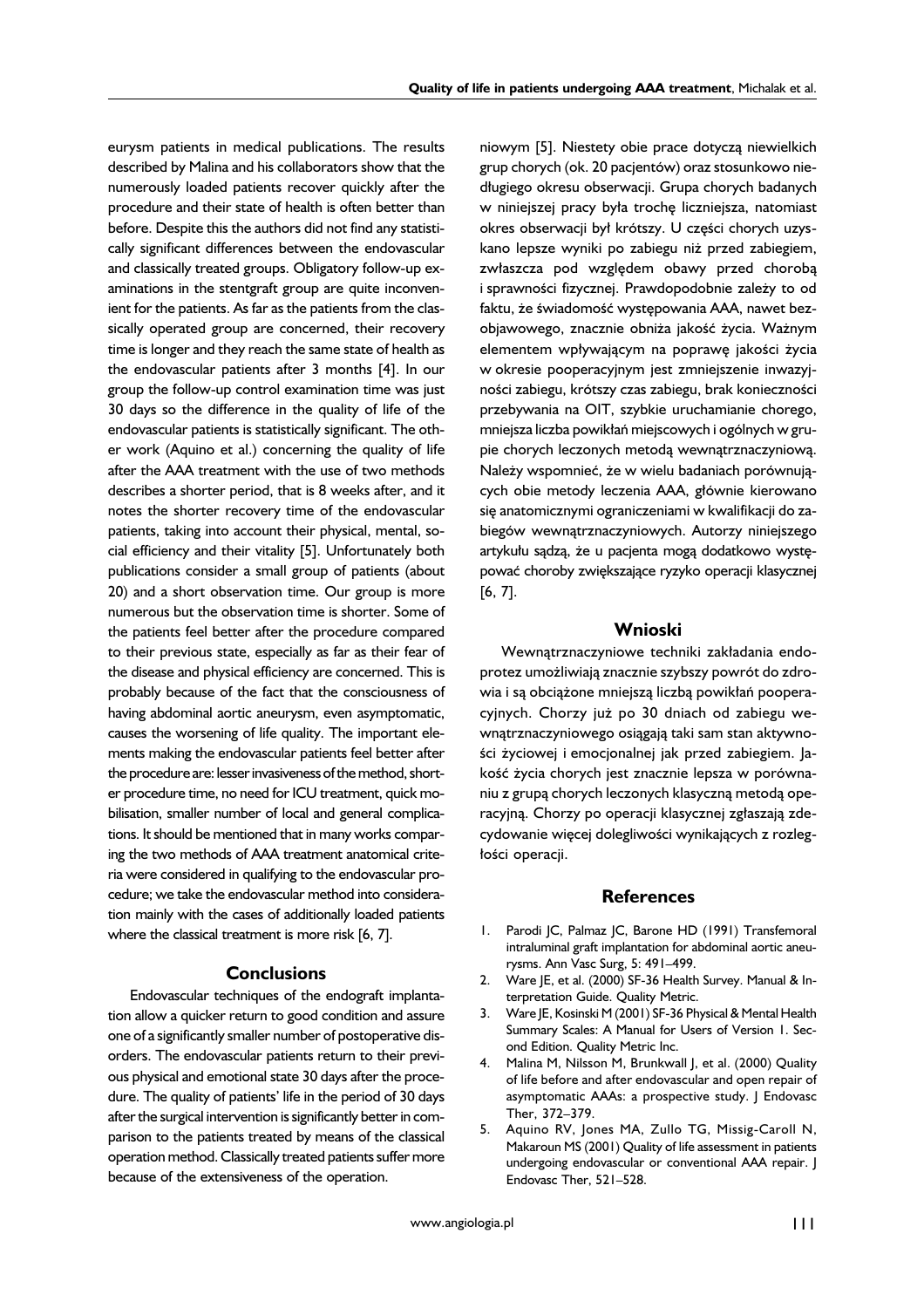eurysm patients in medical publications. The results described by Malina and his collaborators show that the numerously loaded patients recover quickly after the procedure and their state of health is often better than before. Despite this the authors did not find any statistically significant differences between the endovascular and classically treated groups. Obligatory follow-up examinations in the stentgraft group are quite inconvenient for the patients. As far as the patients from the classically operated group are concerned, their recovery time is longer and they reach the same state of health as the endovascular patients after 3 months [4]. In our group the follow-up control examination time was just 30 days so the difference in the quality of life of the endovascular patients is statistically significant. The other work (Aquino et al.) concerning the quality of life after the AAA treatment with the use of two methods describes a shorter period, that is 8 weeks after, and it notes the shorter recovery time of the endovascular patients, taking into account their physical, mental, social efficiency and their vitality [5]. Unfortunately both publications consider a small group of patients (about 20) and a short observation time. Our group is more numerous but the observation time is shorter. Some of the patients feel better after the procedure compared to their previous state, especially as far as their fear of the disease and physical efficiency are concerned. This is probably because of the fact that the consciousness of having abdominal aortic aneurysm, even asymptomatic, causes the worsening of life quality. The important elements making the endovascular patients feel better after the procedure are: lesser invasiveness of the method, shorter procedure time, no need for ICU treatment, quick mobilisation, smaller number of local and general complications. It should be mentioned that in many works comparing the two methods of AAA treatment anatomical criteria were considered in qualifying to the endovascular procedure; we take the endovascular method into consideration mainly with the cases of additionally loaded patients where the classical treatment is more risk [6, 7].

## Conclusions

Endovascular techniques of the endograft implantation allow a quicker return to good condition and assure one of a significantly smaller number of postoperative disorders. The endovascular patients return to their previous physical and emotional state 30 days after the procedure. The quality of patients' life in the period of 30 days after the surgical intervention is significantly better in comparison to the patients treated by means of the classical operation method. Classically treated patients suffer more because of the extensiveness of the operation.

niowym [5]. Niestety obie prace dotyczą niewielkich grup chorych (ok. 20 pacjentów) oraz stosunkowo niedługiego okresu obserwacji. Grupa chorych badanych w niniejszej pracy była trochę liczniejsza, natomiast okres obserwacji był krótszy. U części chorych uzyskano lepsze wyniki po zabiegu niż przed zabiegiem, zwłaszcza pod względem obawy przed chorobą i sprawności fizycznej. Prawdopodobnie zależy to od faktu, że świadomość występowania AAA, nawet bezobjawowego, znacznie obniża jakość życia. Ważnym elementem wpływającym na poprawę jakości życia w okresie pooperacyjnym jest zmniejszenie inwazyjności zabiegu, krótszy czas zabiegu, brak konieczności przebywania na OIT, szybkie uruchamianie chorego, mniejsza liczba powikłań miejscowych i ogólnych w grupie chorych leczonych metodą wewnątrznaczyniową. Należy wspomnieć, że w wielu badaniach porównujących obie metody leczenia AAA, głównie kierowano się anatomicznymi ograniczeniami w kwalifikacji do zabiegów wewnątrznaczyniowych. Autorzy niniejszego artykułu sądzą, że u pacjenta mogą dodatkowo występować choroby zwiększające ryzyko operacji klasycznej [6, 7].

## Wnioski

Wewnątrznaczyniowe techniki zakładania endoprotez umożliwiają znacznie szybszy powrót do zdrowia i są obciążone mniejszą liczbą powikłań pooperacyjnych. Chorzy już po 30 dniach od zabiegu wewnątrznaczyniowego osiągają taki sam stan aktywności życiowej i emocjonalnej jak przed zabiegiem. Jakość życia chorych jest znacznie lepsza w porównaniu z grupą chorych leczonych klasyczną metodą operacyjną. Chorzy po operacji klasycznej zgłaszają zdecydowanie więcej dolegliwości wynikających z rozległości operacji.

## References

1. Parodi JC, Palmaz JC, Barone HD (1991) Transfemoral intraluminal graft implantation for abdominal aortic aneurysms. Ann Vasc Surg, 5: 491–499.
2. Ware JE, et al. (2000) SF-36 Health Survey. Manual & Interpretation Guide. Quality Metric.
3. Ware JE, Kosinski M (2001) SF-36 Physical & Mental Health Summary Scales: A Manual for Users of Version 1. Second Edition. Quality Metric Inc.
4. Malina M, Nilsson M, Brunkwall J, et al. (2000) Quality of life before and after endovascular and open repair of asymptomatic AAAs: a prospective study. J Endovasc Ther, 372–379.
5. Aquino RV, Jones MA, Zullo TG, Missig-Caroll N, Makaroun MS (2001) Quality of life assessment in patients undergoing endovascular or conventional AAA repair. J Endovasc Ther, 521–528.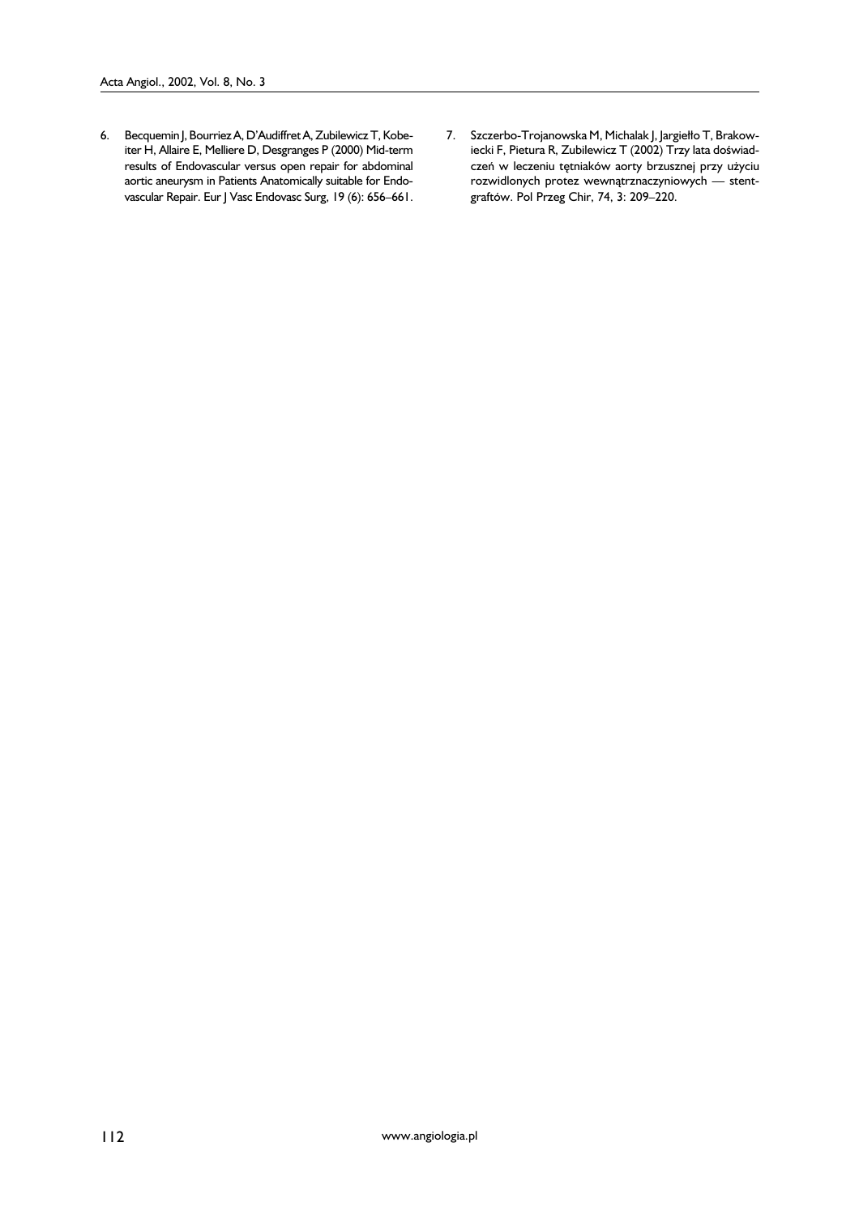6. Becquemin J, Bourriez A, D'Audiffret A, Zubilewicz T, Kobeiter H, Allaire E, Melliere D, Desgranges P (2000) Mid-term results of Endovascular versus open repair for abdominal aortic aneurysm in Patients Anatomically suitable for Endovascular Repair. Eur J Vasc Endovasc Surg, 19 (6): 656–661.
7. Szczerbo-Trojanowska M, Michalak J, Jargiełło T, Brakowiecki F, Pietura R, Zubilewicz T (2002) Trzy lata doświadczeń w leczeniu tętniaków aorty brzusznej przy użyciu rozwidlonych protez wewnątrznaczyniowych — stent-graftów. Pol Przeg Chir, 74, 3: 209–220.